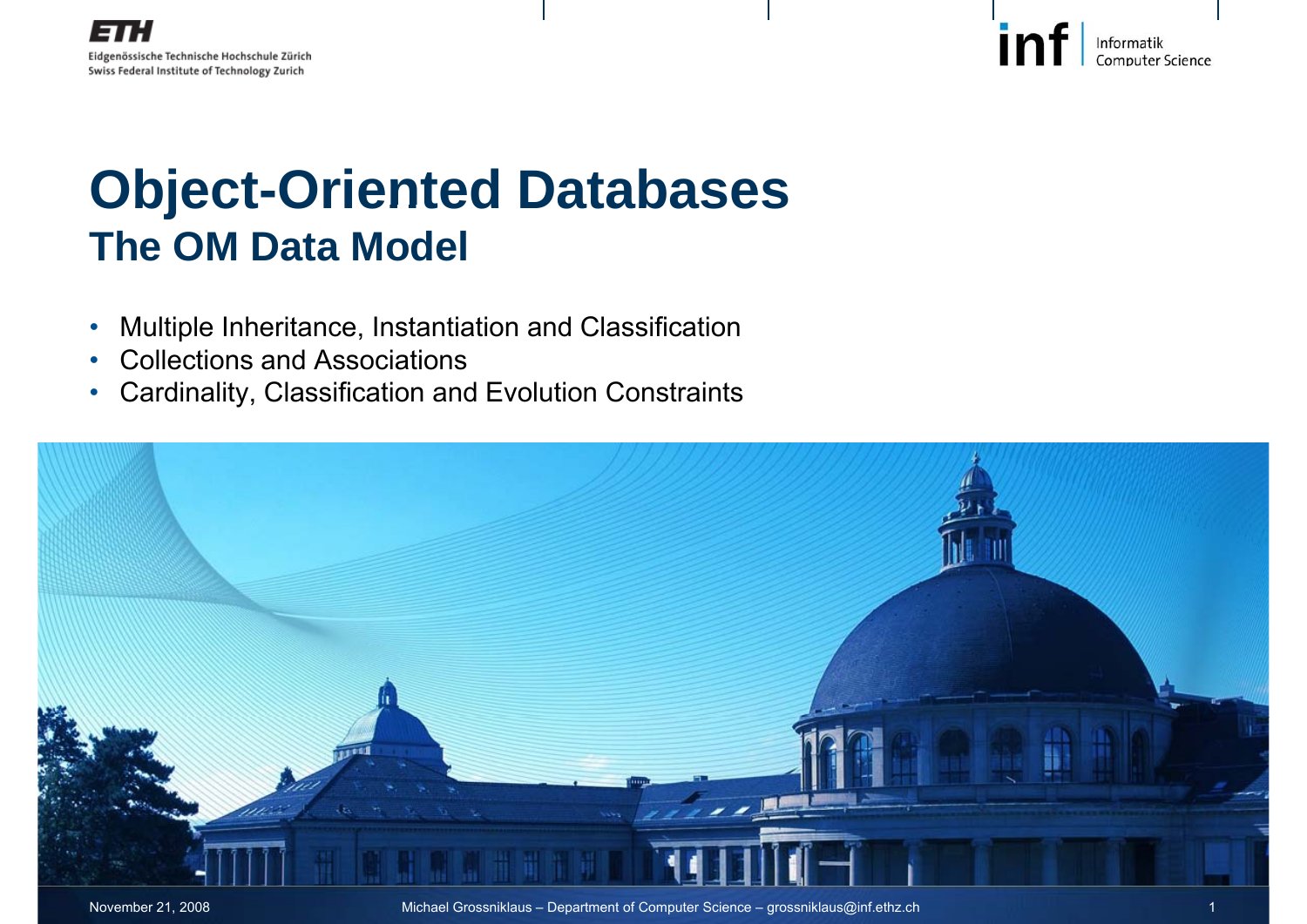# Object-Oriented Databases

## The OM Data Model

- Multiple Inheritance, Instantiation and Classification
- Collections and Associations
- Cardinality, Classification and Evolution Constraints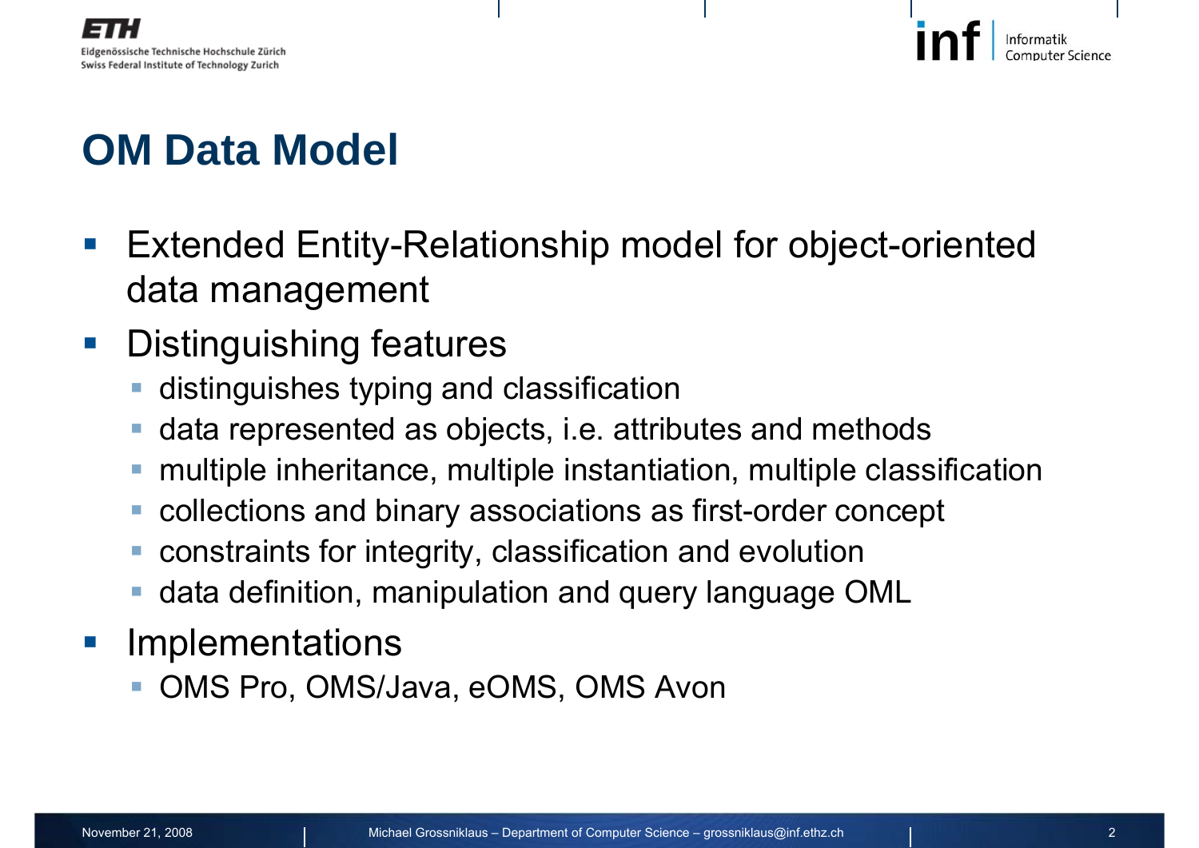# OM Data Model

- Extended Entity-Relationship model for object-oriented data management
- Distinguishing features
  - distinguishes typing and classification
  - data represented as objects, i.e. attributes and methods
  - multiple inheritance, multiple instantiation, multiple classification
  - collections and binary associations as first-order concept
  - constraints for integrity, classification and evolution
  - data definition, manipulation and query language OML
- Implementations
  - OMS Pro, OMS/Java, eOMS, OMS Avon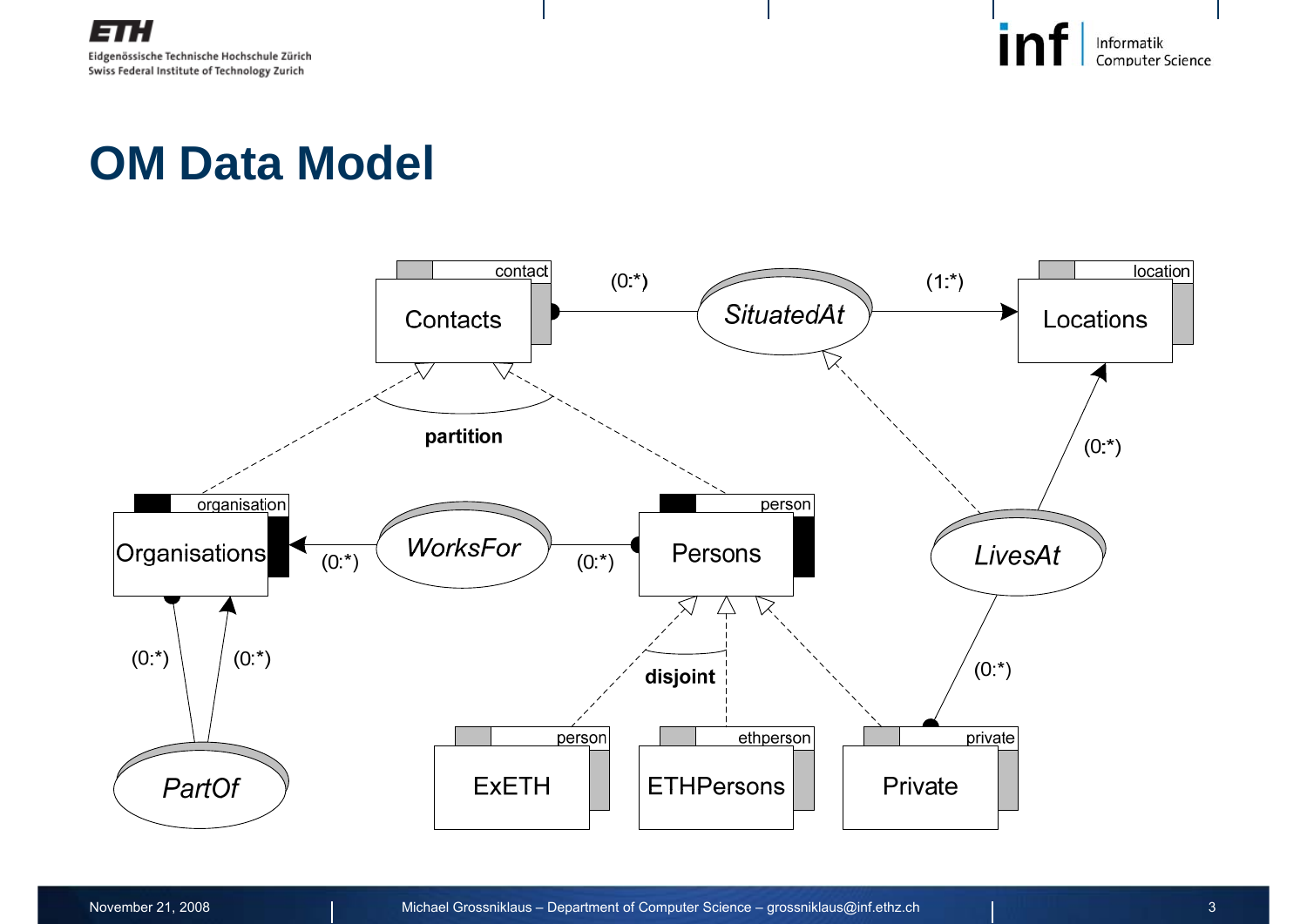# OM Data Model

contact

Contacts

(0:*)

*SituatedAt*

(1:*)

location

Locations

partition

organisation

Organisations

(0:*)

*WorksFor*

(0:*)

person

Persons

(0:*)

*LivesAt*

(0:*)

(0:*)

(0:*)

disjoint

(0:*)

*PartOf*

person

ExETH

ethperson

ETHPersons

private

Private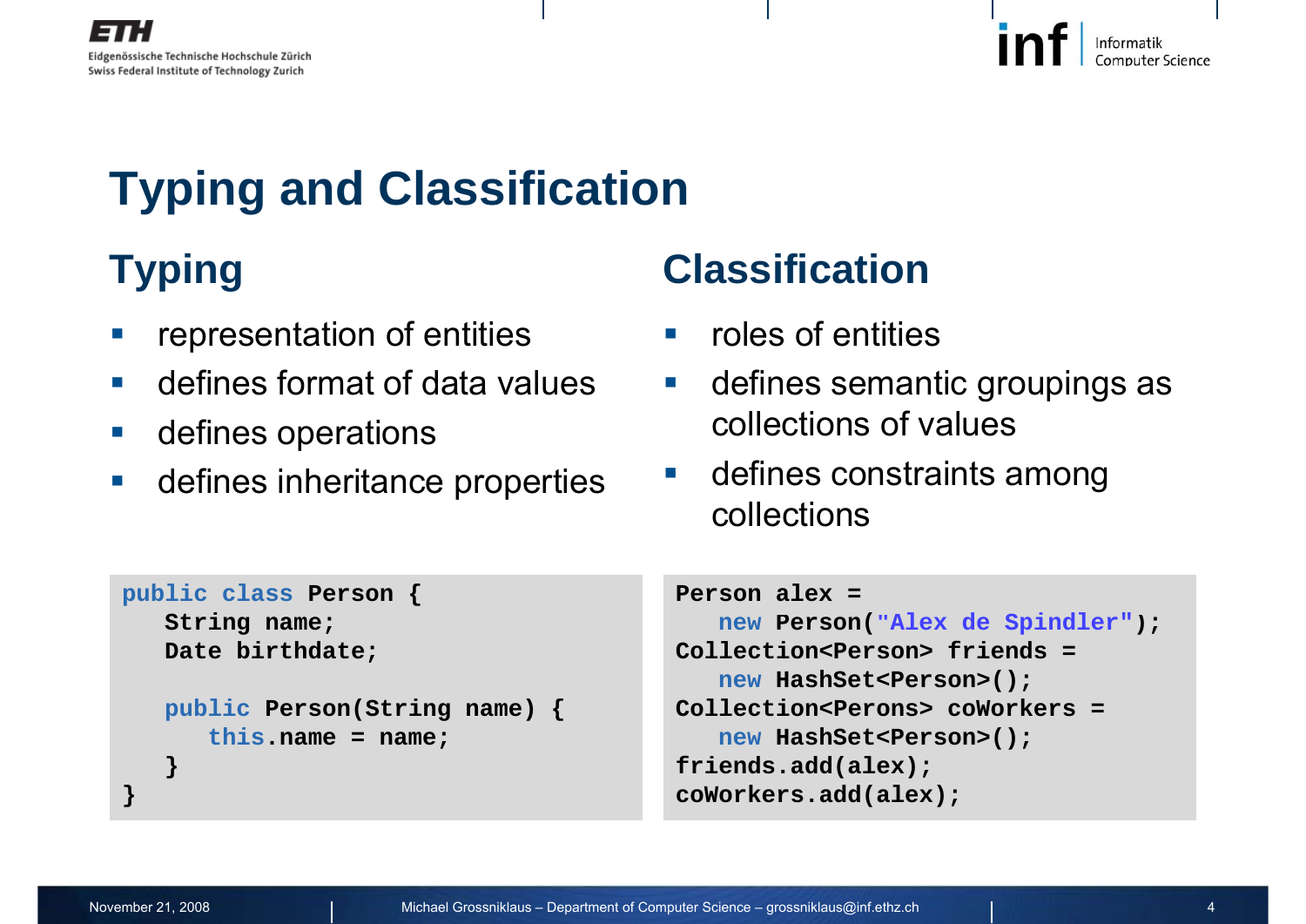# Typing and Classification

## Typing

- representation of entities
- defines format of data values
- defines operations
- defines inheritance properties

```
public class Person {
   String name;
   Date birthdate;

   public Person(String name) {
      this.name = name;
   }
}
```

## Classification

- roles of entities
- defines semantic groupings as collections of values
- defines constraints among collections

```
Person alex =
   new Person("Alex de Spindler");
Collection<Person> friends =
   new HashSet<Person>();
Collection<Perons> coWorkers =
   new HashSet<Person>();
friends.add(alex);
coWorkers.add(alex);
```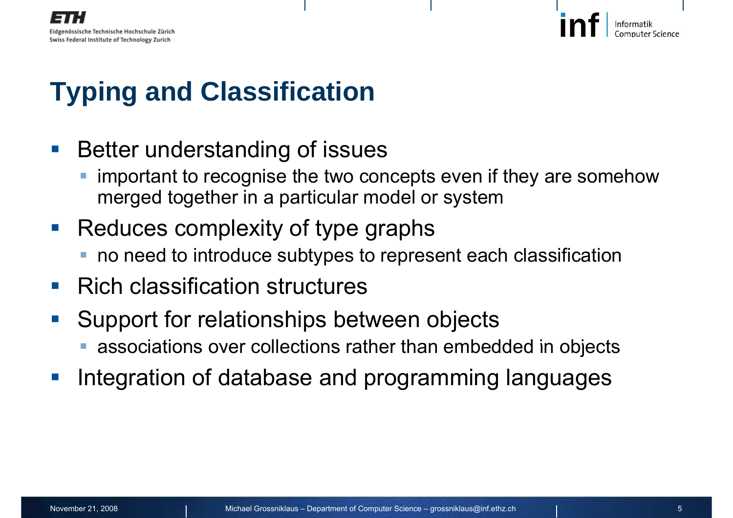# Typing and Classification

- Better understanding of issues
  - important to recognise the two concepts even if they are somehow merged together in a particular model or system
- Reduces complexity of type graphs
  - no need to introduce subtypes to represent each classification
- Rich classification structures
- Support for relationships between objects
  - associations over collections rather than embedded in objects
- Integration of database and programming languages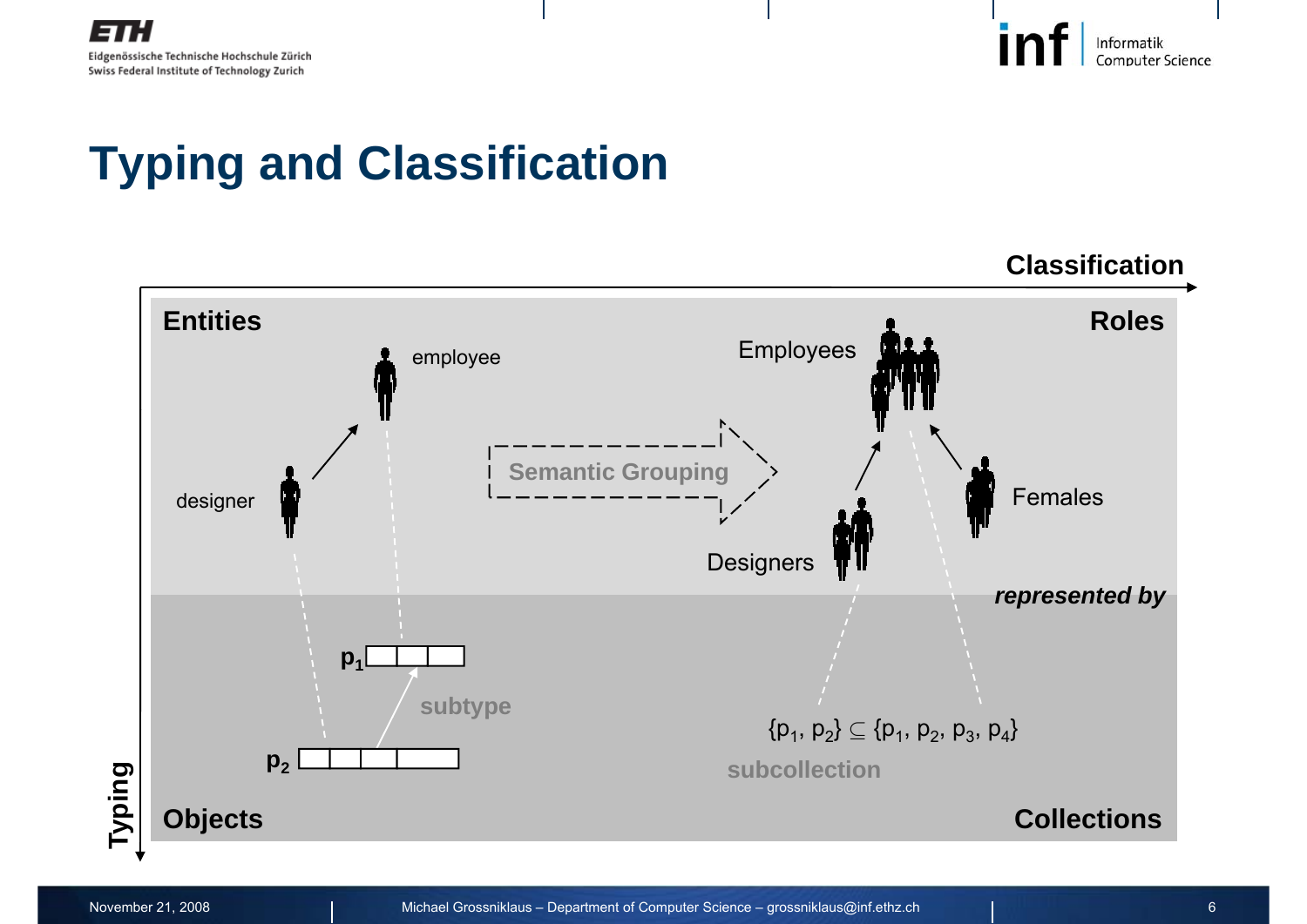# Typing and Classification

**Classification**

**Typing**

**Entities**

**Roles**

**Objects**

**Collections**

employee

designer

Employees

Designers

Females

Semantic Grouping

*represented by*

$p_1$

$p_2$

subtype

$\{p_1, p_2\} \subseteq \{p_1, p_2, p_3, p_4\}$

subcollection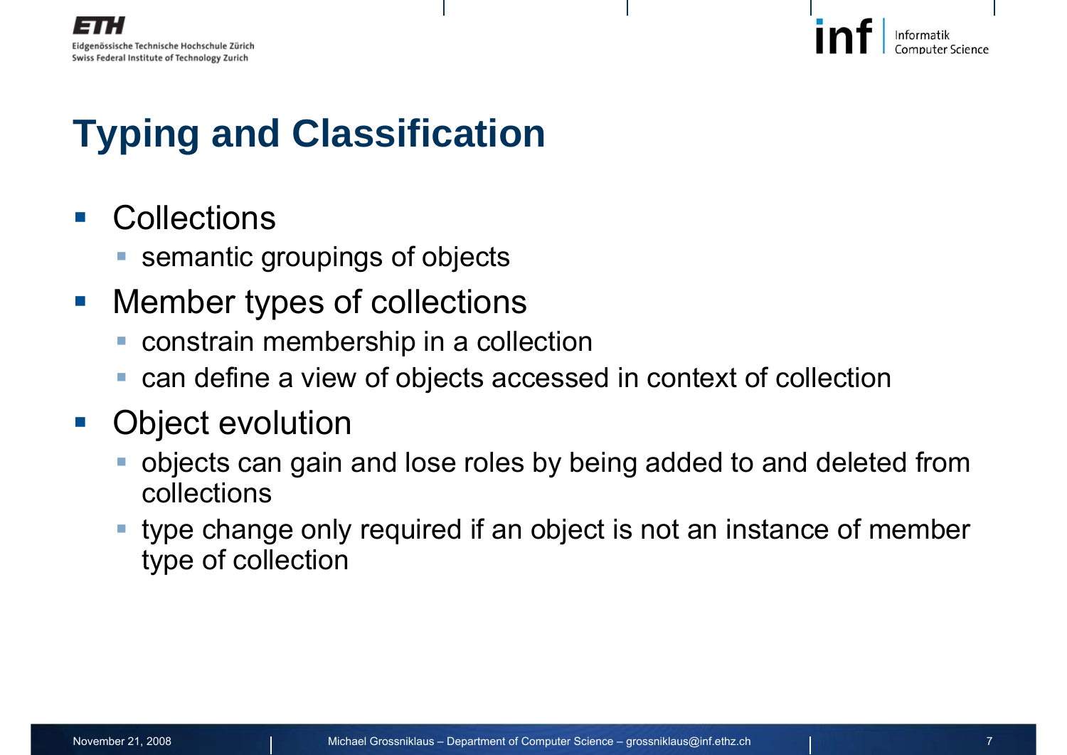# Typing and Classification

- Collections
  - semantic groupings of objects
- Member types of collections
  - constrain membership in a collection
  - can define a view of objects accessed in context of collection
- Object evolution
  - objects can gain and lose roles by being added to and deleted from collections
  - type change only required if an object is not an instance of member type of collection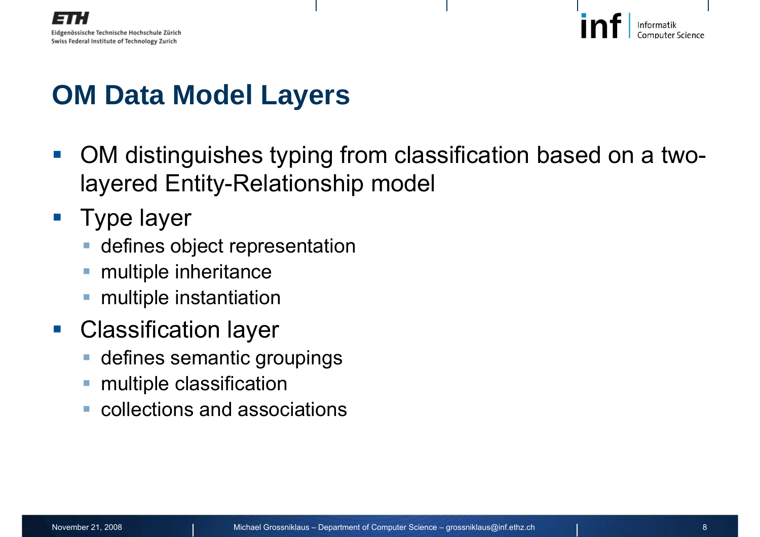# OM Data Model Layers

- OM distinguishes typing from classification based on a two-layered Entity-Relationship model
- Type layer
  - defines object representation
  - multiple inheritance
  - multiple instantiation
- Classification layer
  - defines semantic groupings
  - multiple classification
  - collections and associations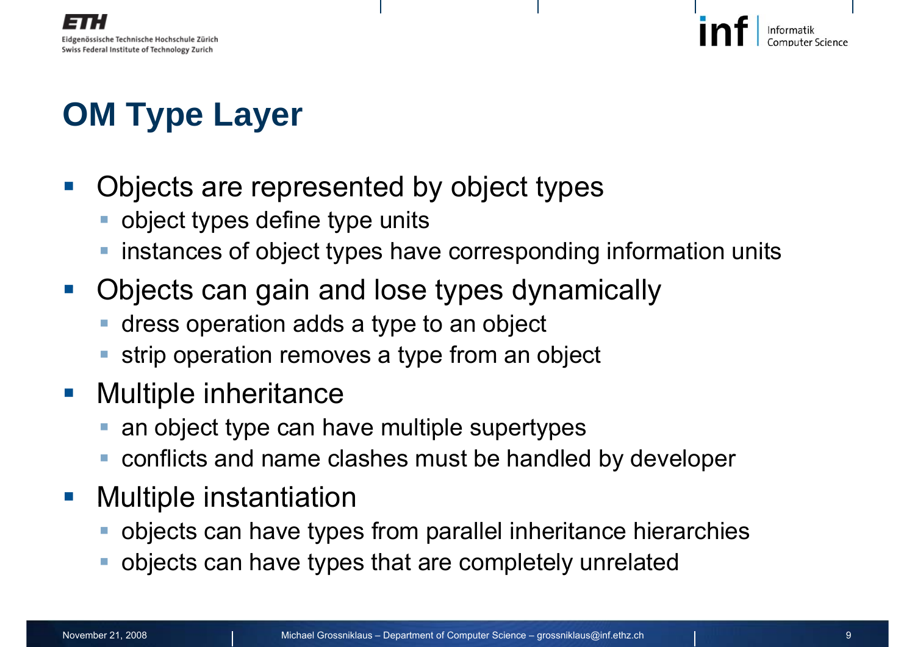# OM Type Layer

- Objects are represented by object types
  - object types define type units
  - instances of object types have corresponding information units
- Objects can gain and lose types dynamically
  - dress operation adds a type to an object
  - strip operation removes a type from an object
- Multiple inheritance
  - an object type can have multiple supertypes
  - conflicts and name clashes must be handled by developer
- Multiple instantiation
  - objects can have types from parallel inheritance hierarchies
  - objects can have types that are completely unrelated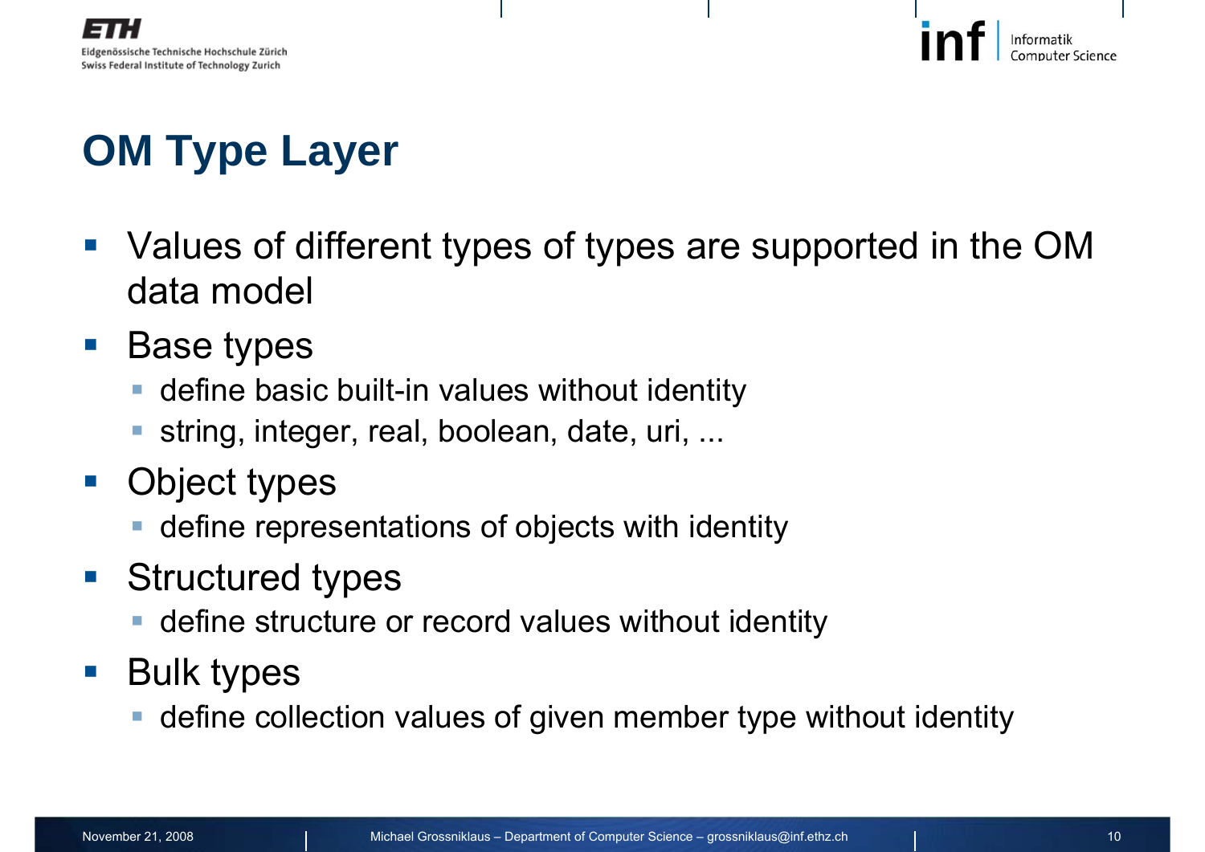# OM Type Layer

- Values of different types of types are supported in the OM data model
- Base types
  - define basic built-in values without identity
  - string, integer, real, boolean, date, uri, ...
- Object types
  - define representations of objects with identity
- Structured types
  - define structure or record values without identity
- Bulk types
  - define collection values of given member type without identity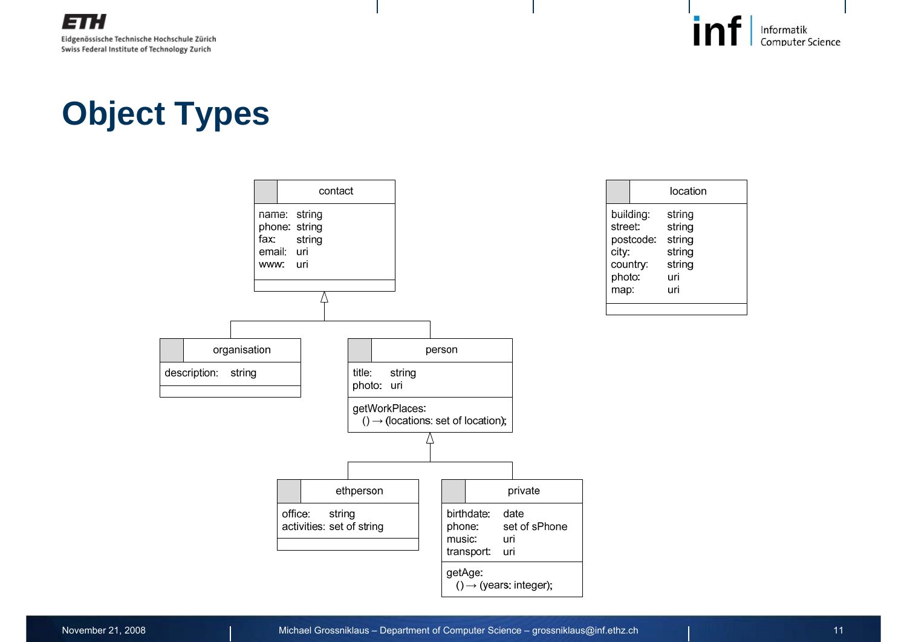# Object Types

**contact**

- name: string
- phone: string
- fax: string
- email: uri
- www: uri

**location**

- building: string
- street: string
- postcode: string
- city: string
- country: string
- photo: uri
- map: uri

**organisation** (subtype of contact)

- description: string

**person** (subtype of contact)

- title: string
- photo: uri

getWorkPlaces:
() → (locations: set of location);

**ethperson** (subtype of person)

- office: string
- activities: set of string

**private** (subtype of person)

- birthdate: date
- phone: set of sPhone
- music: uri
- transport: uri

getAge:
() → (years: integer);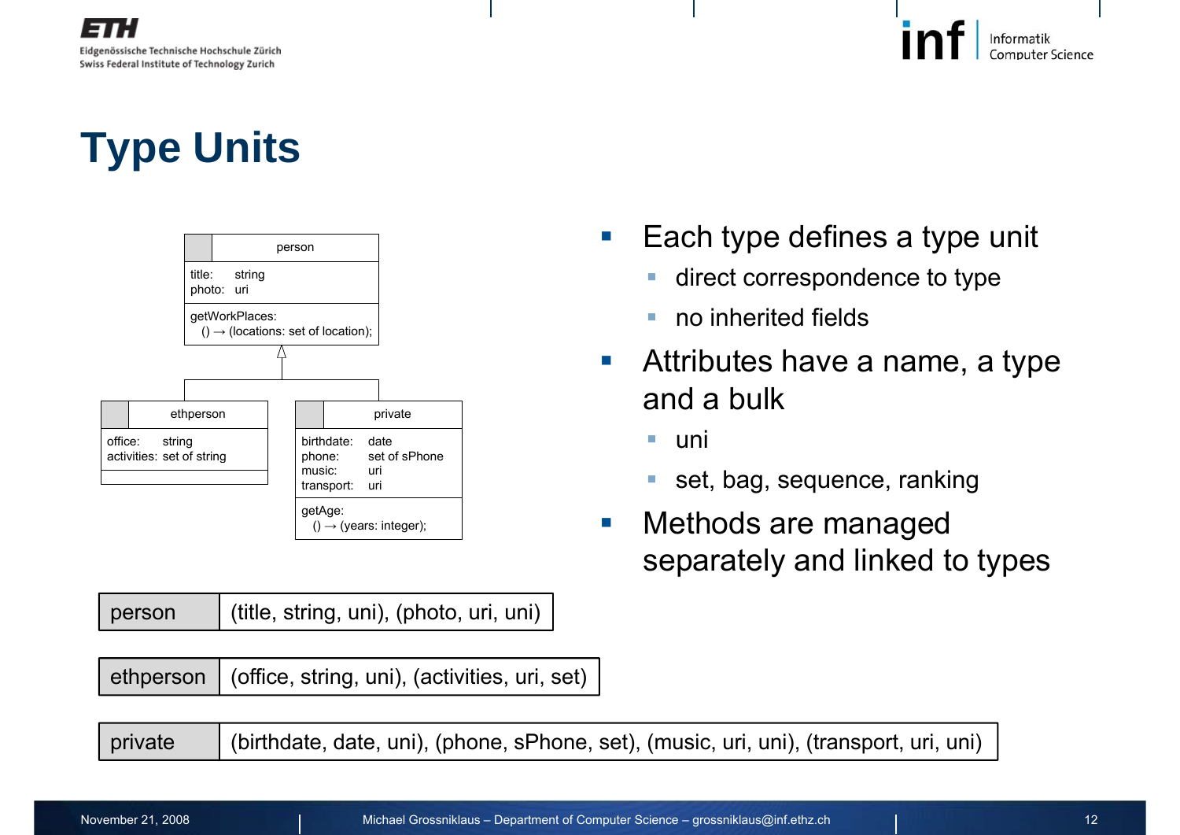# Type Units

| person |
|---|
| title: string<br>photo: uri |
| getWorkPlaces:<br>() → (locations: set of location); |

| ethperson |
|---|
| office: string<br>activities: set of string |

| private |
|---|
| birthdate: date<br>phone: set of sPhone<br>music: uri<br>transport: uri |
| getAge:<br>() → (years: integer); |

- Each type defines a type unit
  - direct correspondence to type
  - no inherited fields
- Attributes have a name, a type and a bulk
  - uni
  - set, bag, sequence, ranking
- Methods are managed separately and linked to types

| person | (title, string, uni), (photo, uri, uni) |
|---|---|

| ethperson | (office, string, uni), (activities, uri, set) |
|---|---|

| private | (birthdate, date, uni), (phone, sPhone, set), (music, uri, uni), (transport, uri, uni) |
|---|---|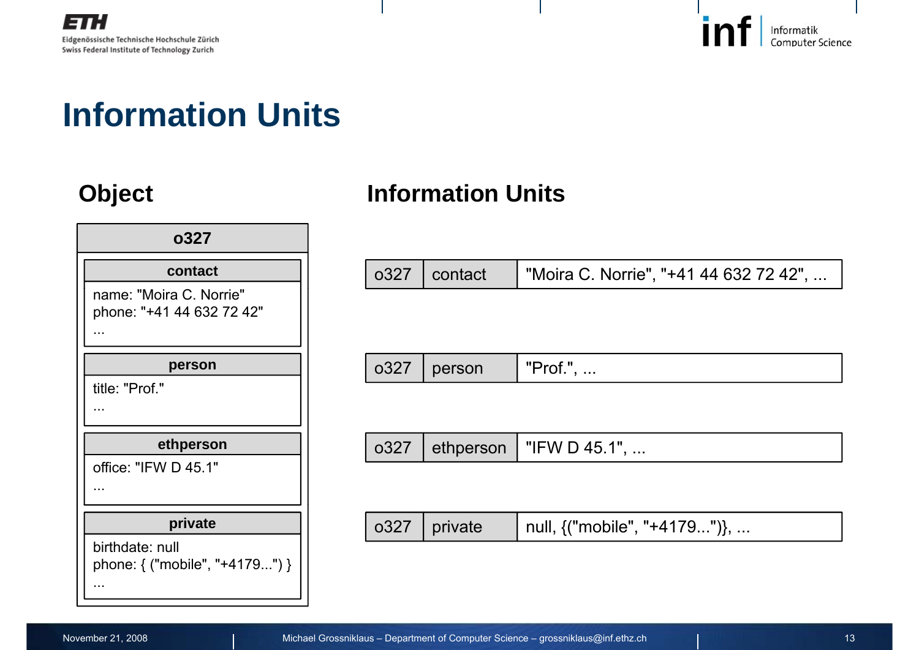# Information Units

## Object

**o327**

**contact**

name: "Moira C. Norrie"
phone: "+41 44 632 72 42"
...

**person**

title: "Prof."
...

**ethperson**

office: "IFW D 45.1"
...

**private**

birthdate: null
phone: { ("mobile", "+4179...") }
...

## Information Units

| | | |
|---|---|---|
| o327 | contact | "Moira C. Norrie", "+41 44 632 72 42", ... |
| o327 | person | "Prof.", ... |
| o327 | ethperson | "IFW D 45.1", ... |
| o327 | private | null, {("mobile", "+4179...")}, ... |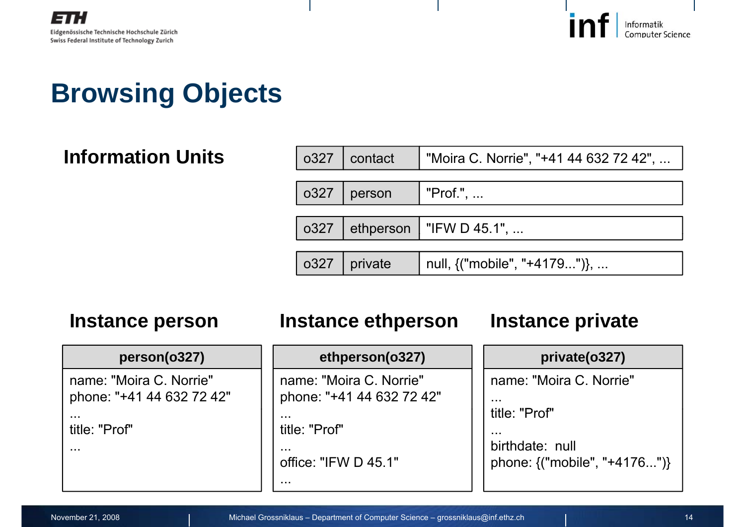# Browsing Objects

## Information Units

| | | |
|---|---|---|
| o327 | contact | "Moira C. Norrie", "+41 44 632 72 42", ... |
| o327 | person | "Prof.", ... |
| o327 | ethperson | "IFW D 45.1", ... |
| o327 | private | null, {("mobile", "+4179...")}, ... |

| Instance person | Instance ethperson | Instance private |
|---|---|---|
| **person(o327)** | **ethperson(o327)** | **private(o327)** |
| name: "Moira C. Norrie"<br>phone: "+41 44 632 72 42"<br>...<br>title: "Prof"<br>... | name: "Moira C. Norrie"<br>phone: "+41 44 632 72 42"<br>...<br>title: "Prof"<br>...<br>office: "IFW D 45.1"<br>... | name: "Moira C. Norrie"<br>...<br>title: "Prof"<br>...<br>birthdate: null<br>phone: {("mobile", "+4176...")} |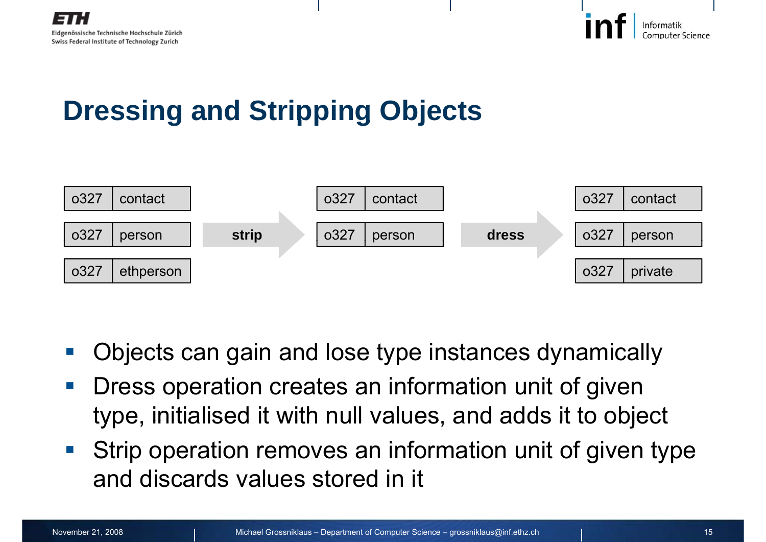# Dressing and Stripping Objects

| o327 | contact |
|---|---|
| o327 | person |
| o327 | ethperson |

**strip** →

| o327 | contact |
|---|---|
| o327 | person |

**dress** →

| o327 | contact |
|---|---|
| o327 | person |
| o327 | private |

- Objects can gain and lose type instances dynamically
- Dress operation creates an information unit of given type, initialised it with null values, and adds it to object
- Strip operation removes an information unit of given type and discards values stored in it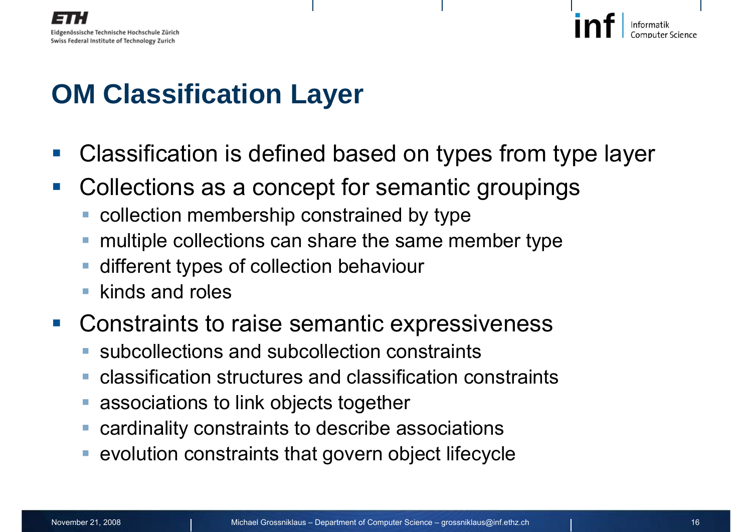# OM Classification Layer

- Classification is defined based on types from type layer
- Collections as a concept for semantic groupings
  - collection membership constrained by type
  - multiple collections can share the same member type
  - different types of collection behaviour
  - kinds and roles
- Constraints to raise semantic expressiveness
  - subcollections and subcollection constraints
  - classification structures and classification constraints
  - associations to link objects together
  - cardinality constraints to describe associations
  - evolution constraints that govern object lifecycle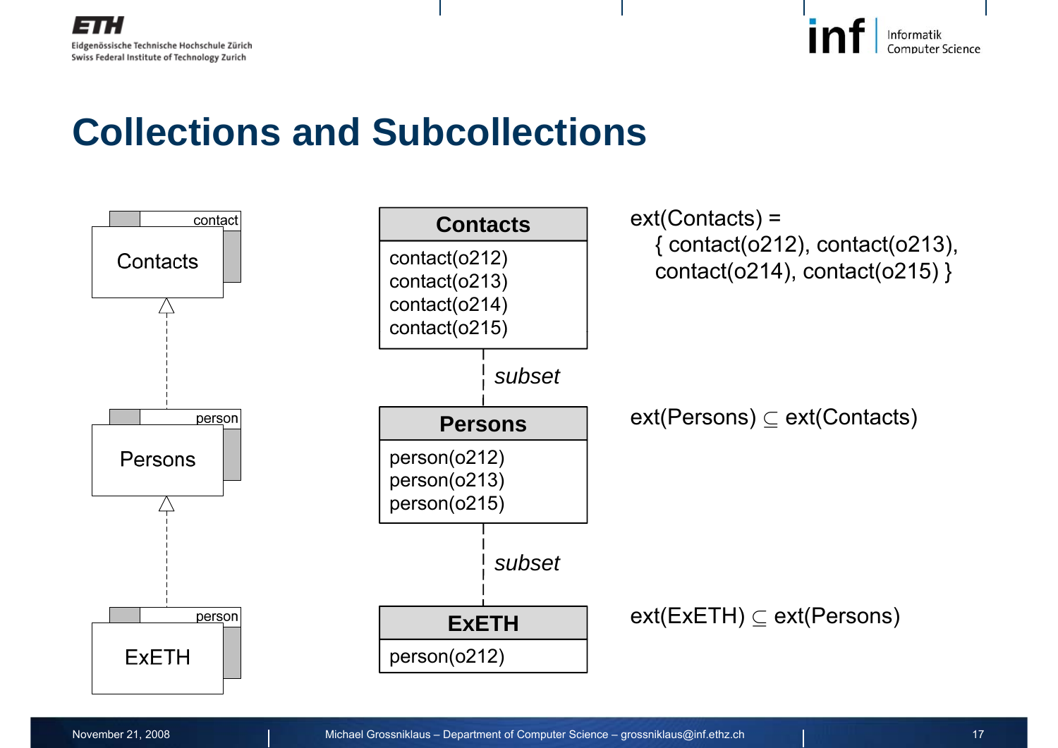# Collections and Subcollections

| Collection | Member type |
|---|---|
| Contacts | contact |
| Persons | person |
| ExETH | person |

Persons is a subcollection of Contacts, and ExETH is a subcollection of Persons.

| Contacts |
|---|
| contact(o212) |
| contact(o213) |
| contact(o214) |
| contact(o215) |

*subset*

| Persons |
|---|
| person(o212) |
| person(o213) |
| person(o215) |

*subset*

| ExETH |
|---|
| person(o212) |

ext(Contacts) = { contact(o212), contact(o213), contact(o214), contact(o215) }

ext(Persons) $\subseteq$ ext(Contacts)

ext(ExETH) $\subseteq$ ext(Persons)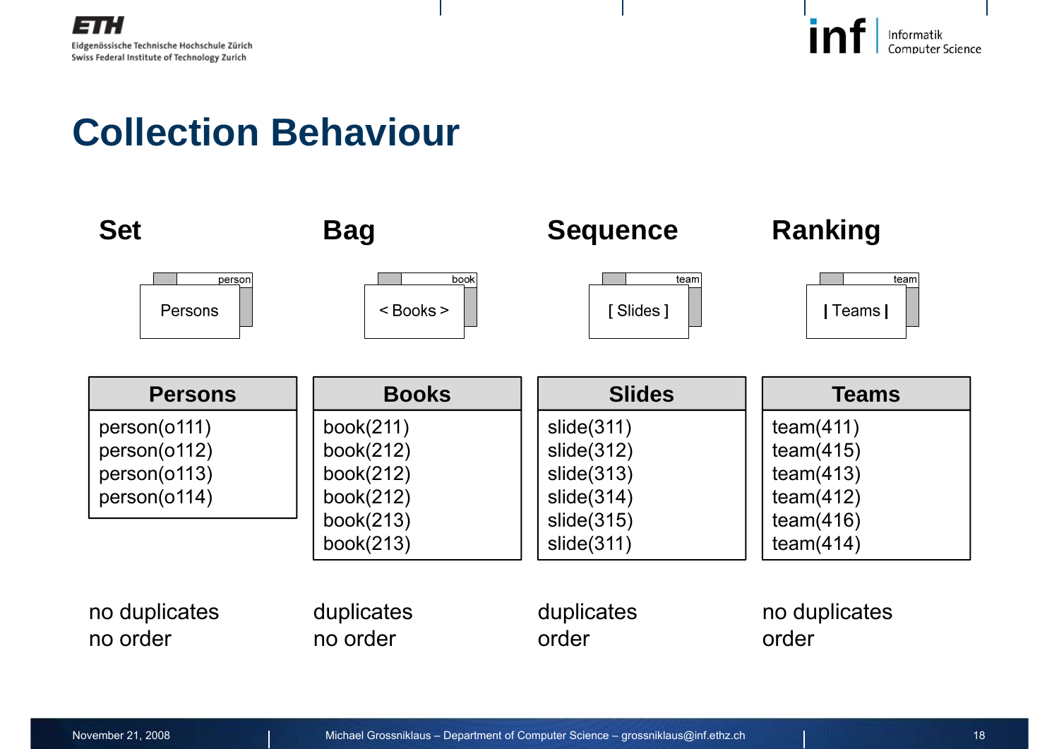# Collection Behaviour

| Set | Bag | Sequence | Ranking |
|---|---|---|---|
| person: Persons | book: < Books > | team: [ Slides ] | team: \| Teams \| |

| Persons | Books | Slides | Teams |
|---|---|---|---|
| person(o111) | book(211) | slide(311) | team(411) |
| person(o112) | book(212) | slide(312) | team(415) |
| person(o113) | book(212) | slide(313) | team(413) |
| person(o114) | book(212) | slide(314) | team(412) |
| | book(213) | slide(315) | team(416) |
| | book(213) | slide(311) | team(414) |

| Set | Bag | Sequence | Ranking |
|---|---|---|---|
| no duplicates<br>no order | duplicates<br>no order | duplicates<br>order | no duplicates<br>order |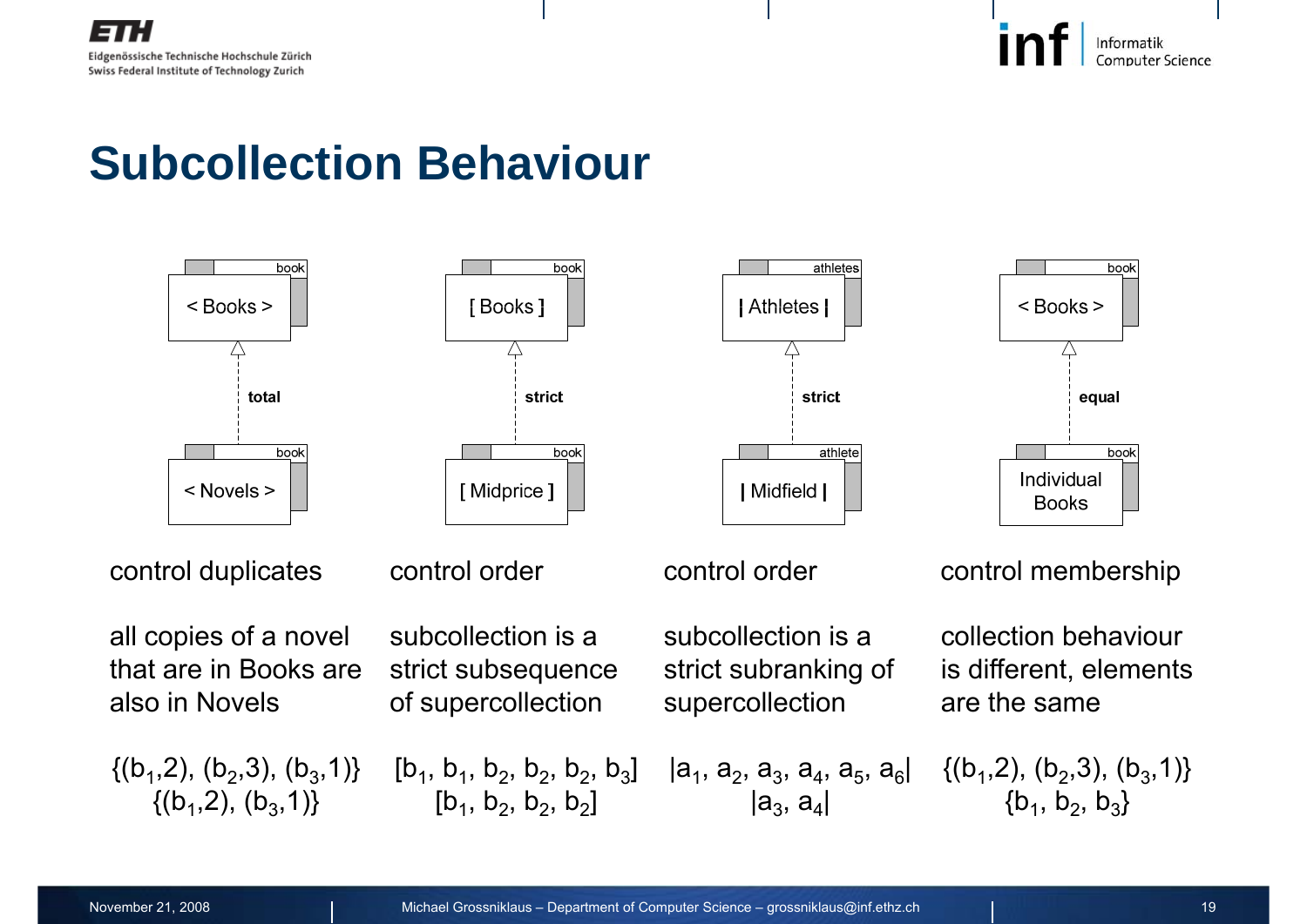# Subcollection Behaviour

| < Books > (book) | [ Books ] (book) | \| Athletes \| (athletes) | < Books > (book) |
|---|---|---|---|
| total | strict | strict | equal |
| < Novels > (book) | [ Midprice ] (book) | \| Midfield \| (athlete) | Individual Books (book) |
| control duplicates | control order | control order | control membership |
| all copies of a novel that are in Books are also in Novels | subcollection is a strict subsequence of supercollection | subcollection is a strict subranking of supercollection | collection behaviour is different, elements are the same |
| $\{(b_1,2), (b_2,3), (b_3,1)\}$ | $[b_1, b_1, b_2, b_2, b_2, b_3]$ | $\|a_1, a_2, a_3, a_4, a_5, a_6\|$ | $\{(b_1,2), (b_2,3), (b_3,1)\}$ |
| $\{(b_1,2), (b_3,1)\}$ | $[b_1, b_2, b_2, b_2]$ | $\|a_3, a_4\|$ | $\{b_1, b_2, b_3\}$ |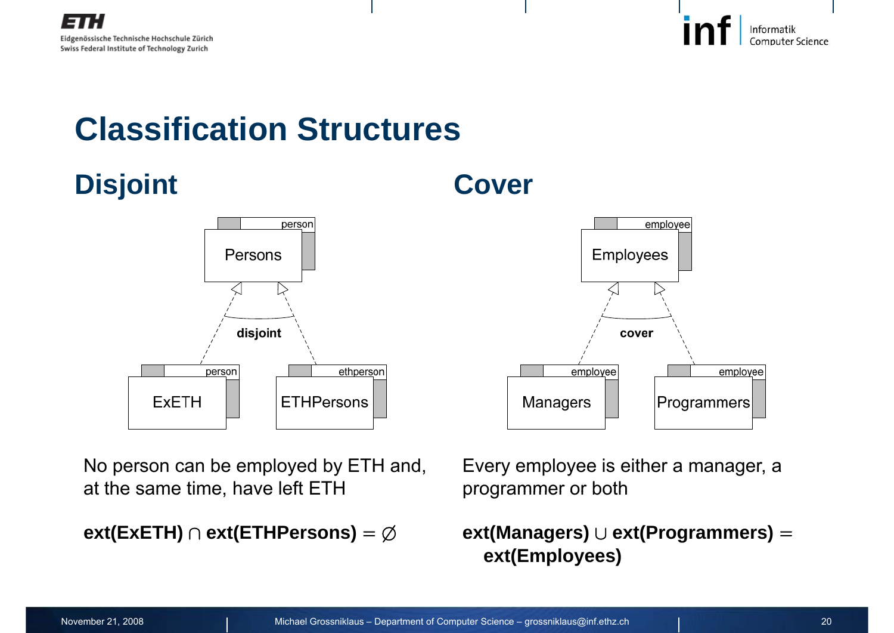# Classification Structures

## Disjoint

No person can be employed by ETH and, at the same time, have left ETH

**ext(ExETH)** $\cap$ **ext(ETHPersons)** $=\varnothing$

## Cover

Every employee is either a manager, a programmer or both

**ext(Managers)** $\cup$ **ext(Programmers)** $=$ **ext(Employees)**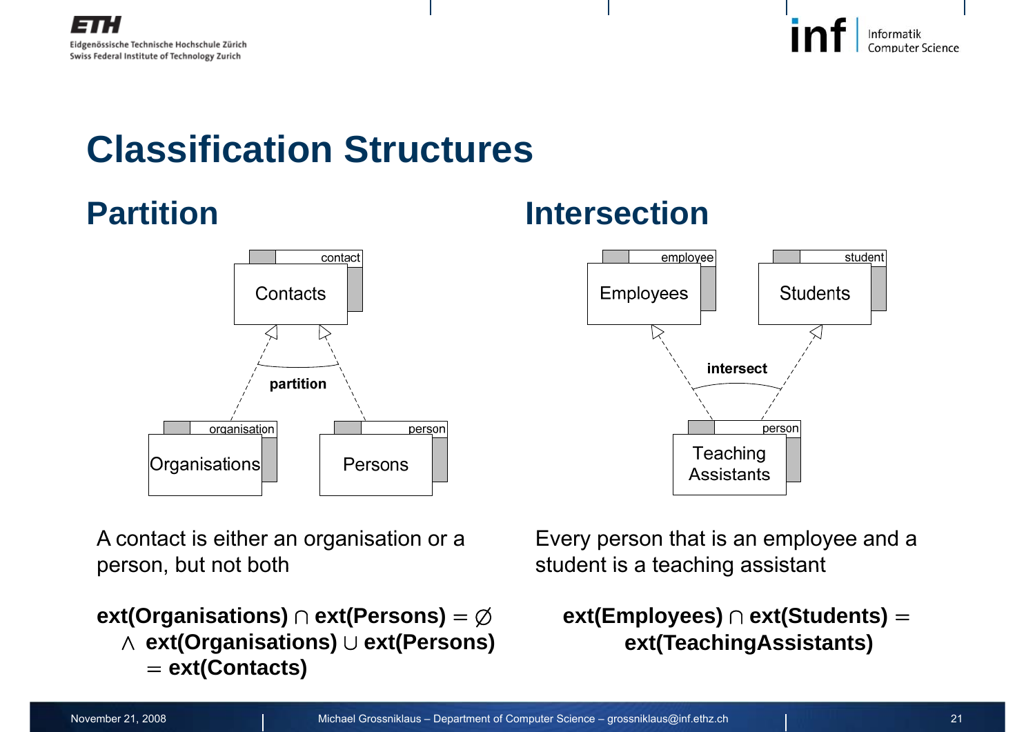# Classification Structures

## Partition

contact

Contacts

partition

organisation

Organisations

person

Persons

A contact is either an organisation or a person, but not both

**ext(Organisations) $\cap$ ext(Persons) $= \emptyset$**
**$\wedge$ ext(Organisations) $\cup$ ext(Persons)**
**$=$ ext(Contacts)**

## Intersection

employee

Employees

student

Students

intersect

person

Teaching Assistants

Every person that is an employee and a student is a teaching assistant

**ext(Employees) $\cap$ ext(Students) $=$**
**ext(TeachingAssistants)**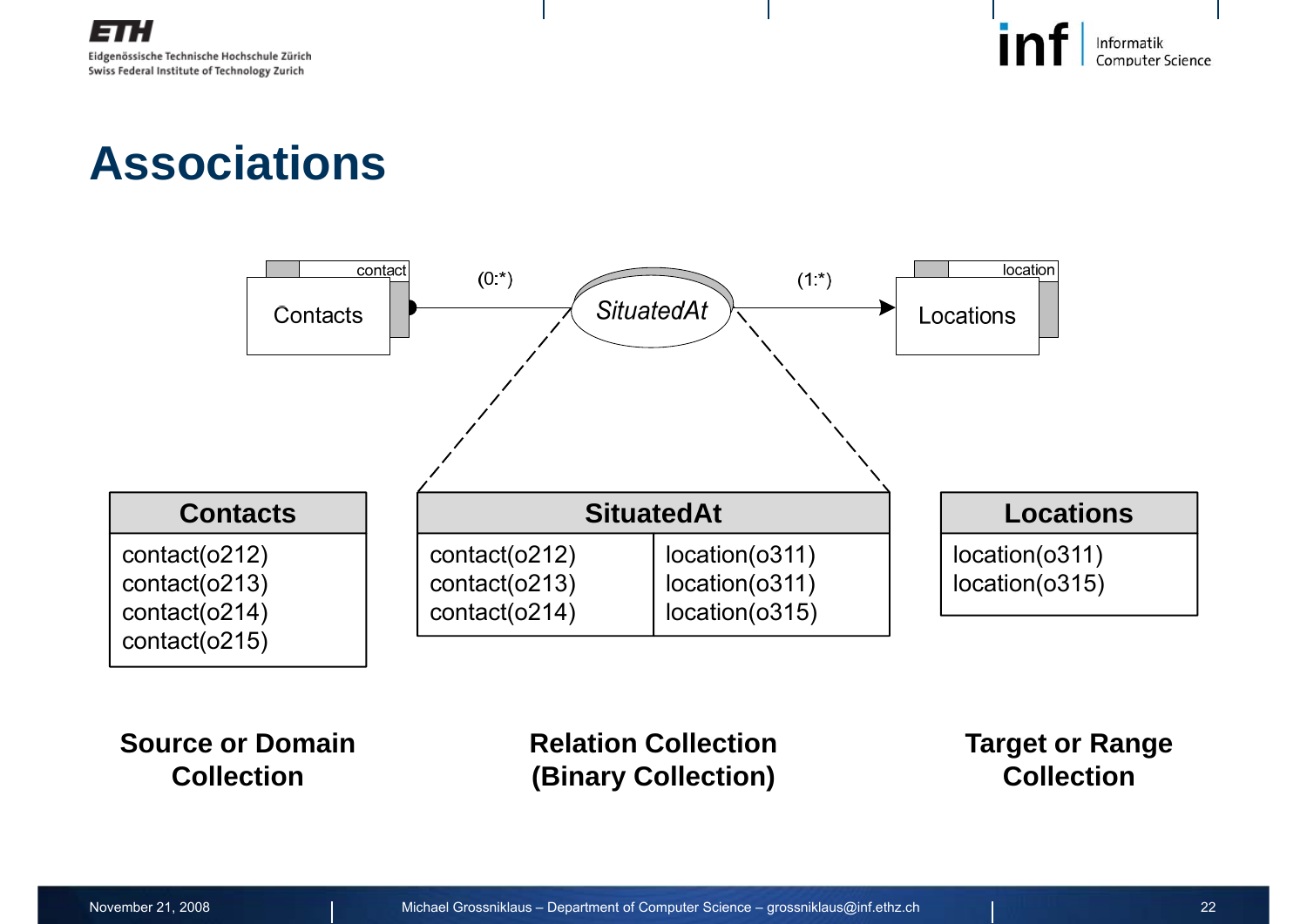# Associations

Contacts —(0:*)— *SituatedAt* —(1:*)→ Locations

| Contacts |
|---|
| contact(o212) |
| contact(o213) |
| contact(o214) |
| contact(o215) |

| SituatedAt | |
|---|---|
| contact(o212) | location(o311) |
| contact(o213) | location(o311) |
| contact(o214) | location(o315) |

| Locations |
|---|
| location(o311) |
| location(o315) |

**Source or Domain Collection**

**Relation Collection (Binary Collection)**

**Target or Range Collection**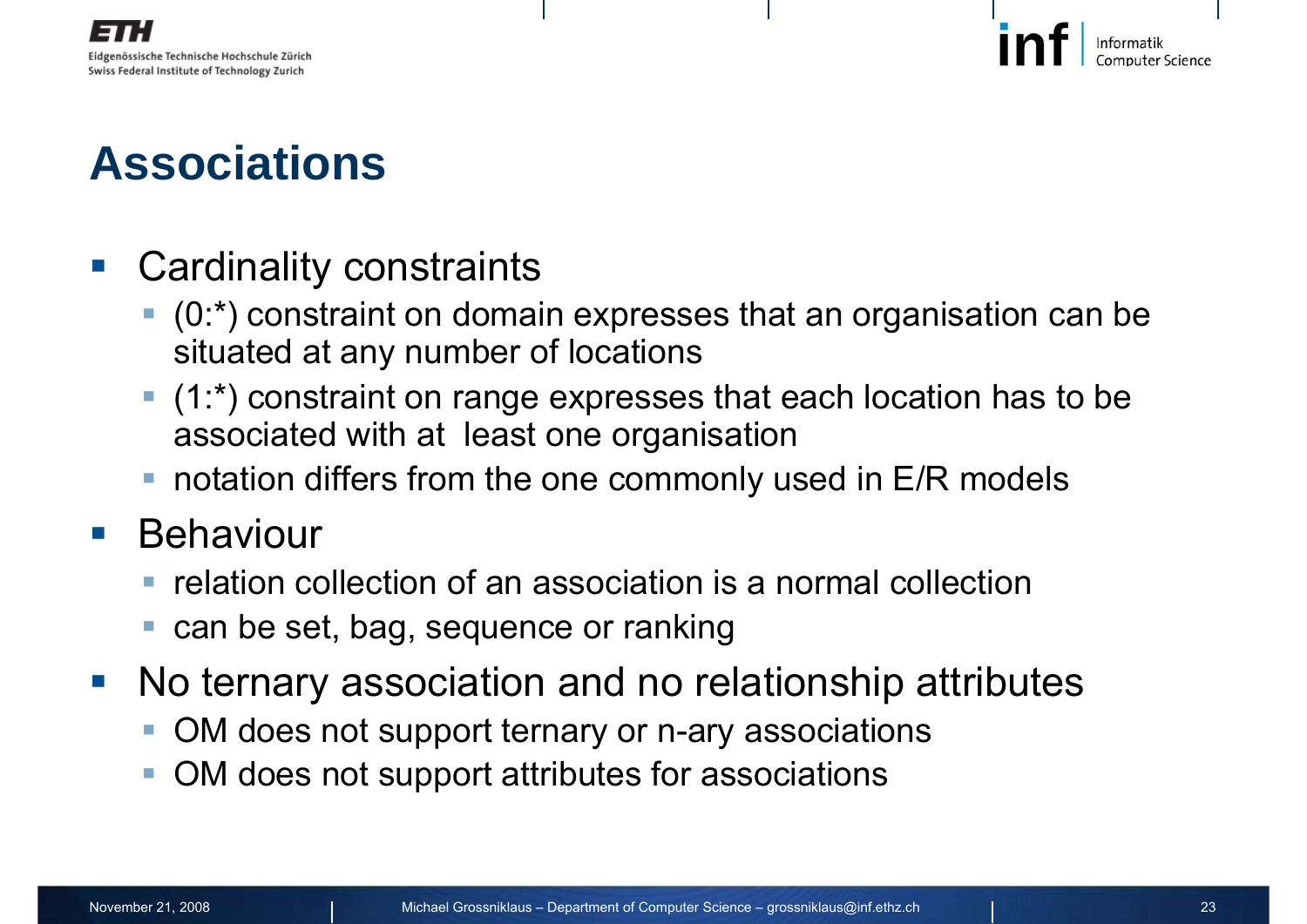# Associations

- Cardinality constraints
  - (0:*) constraint on domain expresses that an organisation can be situated at any number of locations
  - (1:*) constraint on range expresses that each location has to be associated with at least one organisation
  - notation differs from the one commonly used in E/R models
- Behaviour
  - relation collection of an association is a normal collection
  - can be set, bag, sequence or ranking
- No ternary association and no relationship attributes
  - OM does not support ternary or n-ary associations
  - OM does not support attributes for associations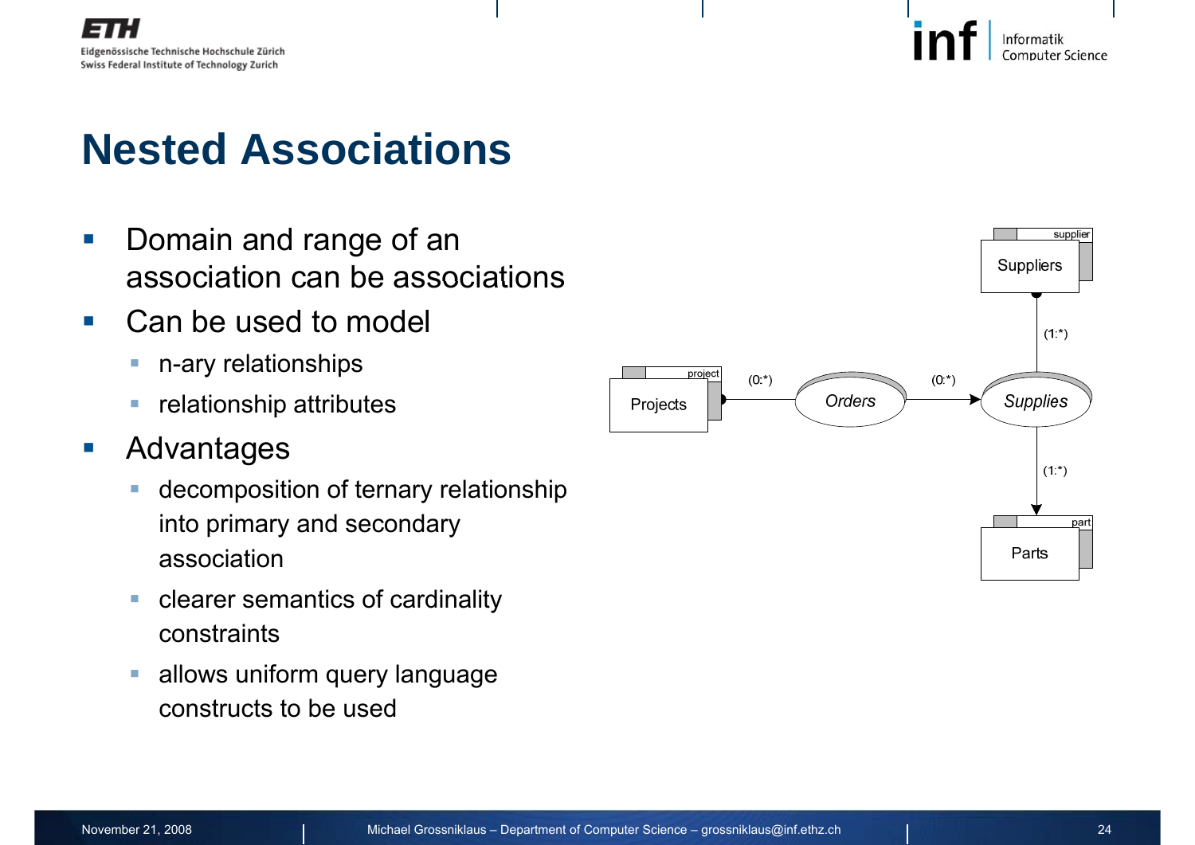# Nested Associations

- Domain and range of an association can be associations
- Can be used to model
  - n-ary relationships
  - relationship attributes
- Advantages
  - decomposition of ternary relationship into primary and secondary association
  - clearer semantics of cardinality constraints
  - allows uniform query language constructs to be used

Projects (project) —(0:*)— *Orders* —(0:*)→ *Supplies*
Suppliers (supplier) —(1:*)— *Supplies*
*Supplies* —(1:*)→ Parts (part)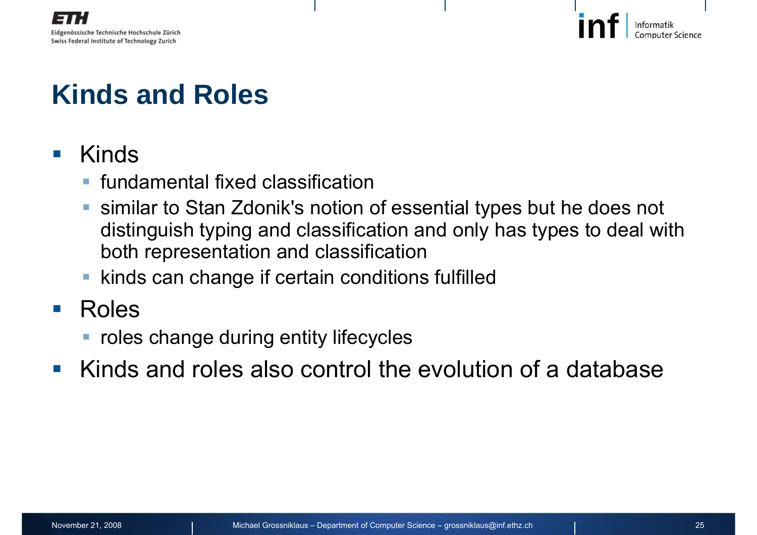# Kinds and Roles

- Kinds
  - fundamental fixed classification
  - similar to Stan Zdonik's notion of essential types but he does not distinguish typing and classification and only has types to deal with both representation and classification
  - kinds can change if certain conditions fulfilled
- Roles
  - roles change during entity lifecycles
- Kinds and roles also control the evolution of a database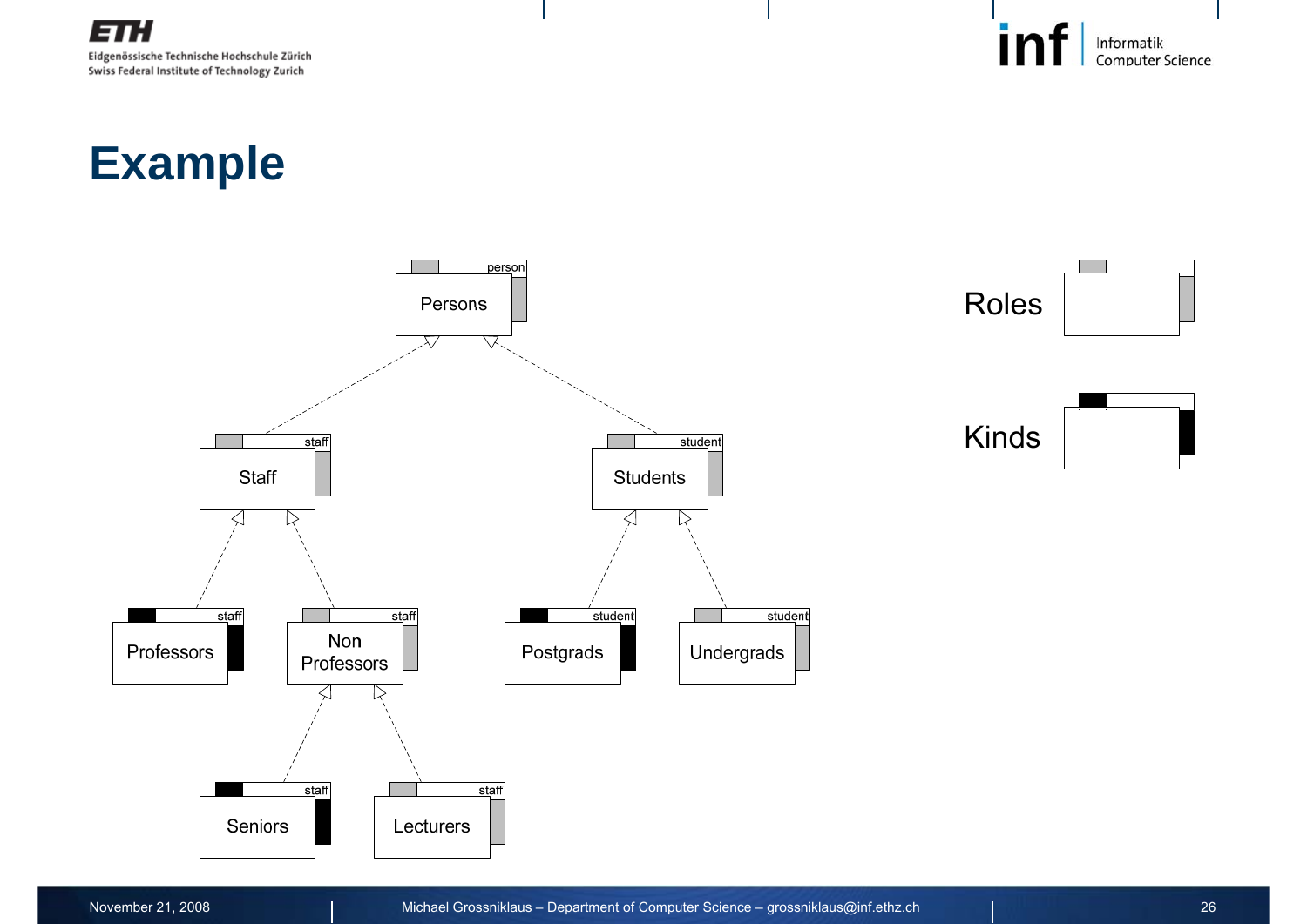# Example

Persons (person)

Staff (staff) — Students (student)

Professors (staff), Non Professors (staff), Postgrads (student), Undergrads (student)

Seniors (staff), Lecturers (staff)

Roles

Kinds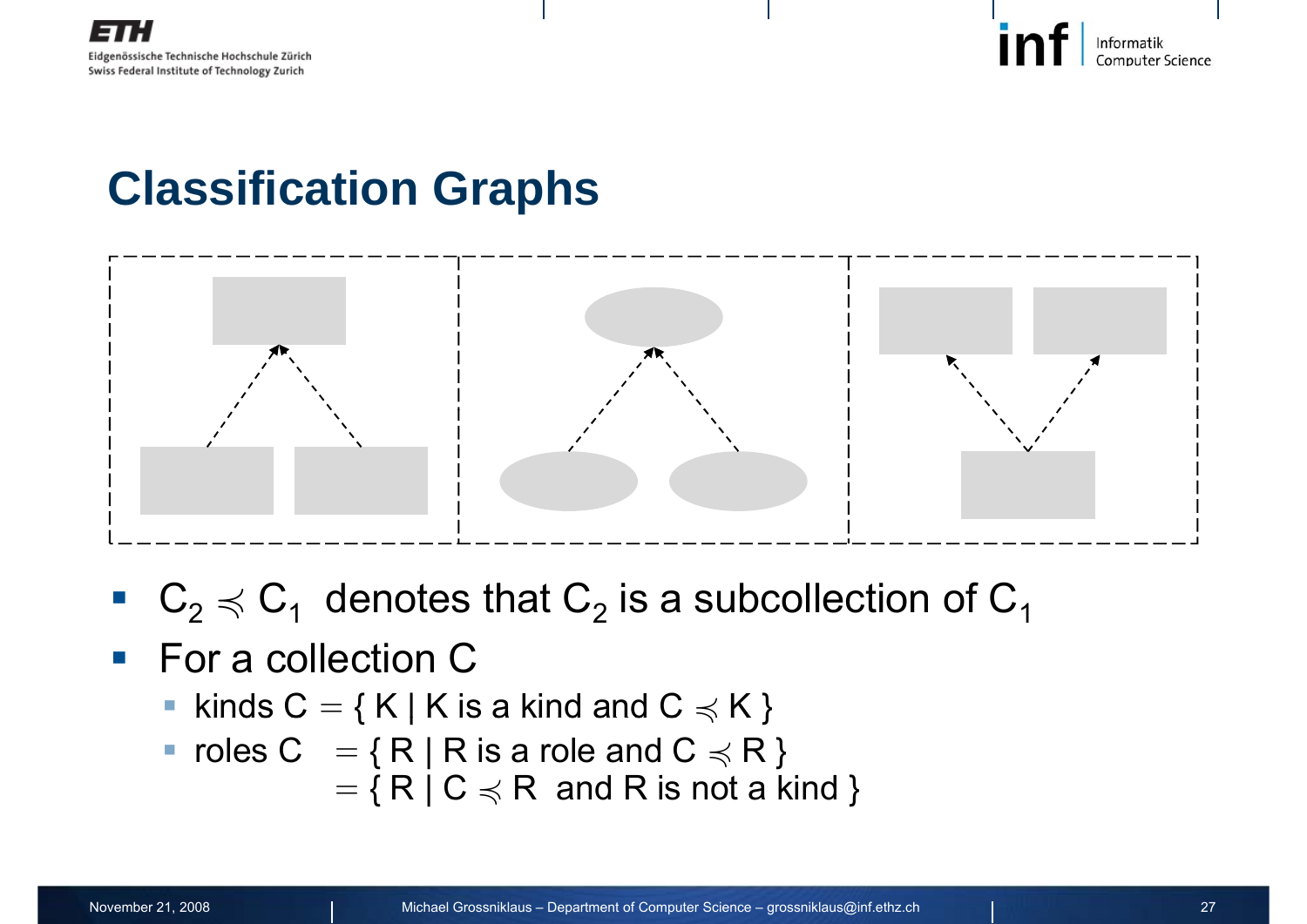# Classification Graphs

- $C_2 \preccurlyeq C_1$ denotes that $C_2$ is a subcollection of $C_1$
- For a collection C
  - kinds C $= \{$ K | K is a kind and $C \preccurlyeq K$ $\}$
  - roles C $= \{$ R | R is a role and $C \preccurlyeq R$ $\}$
    $= \{$ R | $C \preccurlyeq R$ and R is not a kind $\}$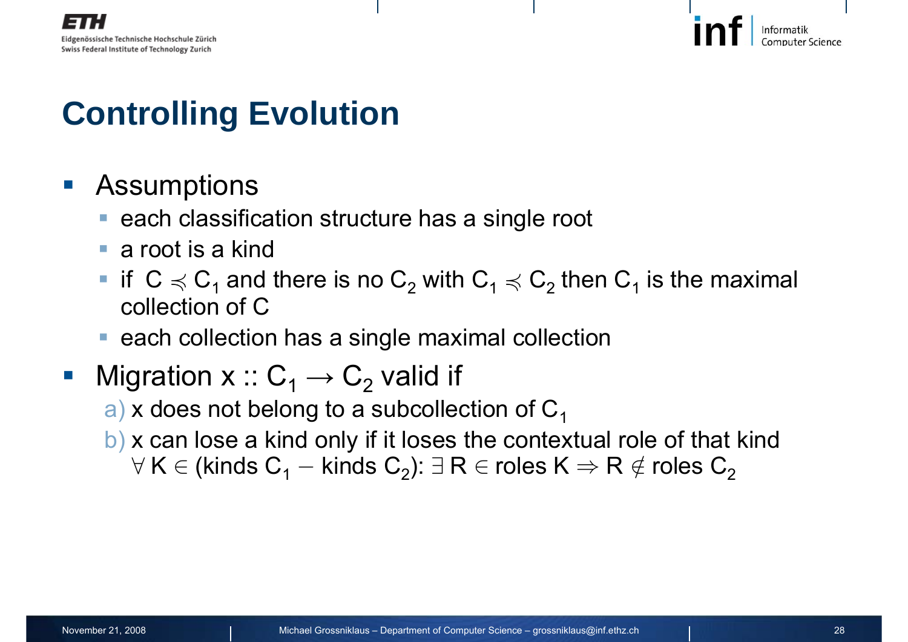# Controlling Evolution

- Assumptions
  - each classification structure has a single root
  - a root is a kind
  - if $C \preccurlyeq C_1$ and there is no $C_2$ with $C_1 \preccurlyeq C_2$ then $C_1$ is the maximal collection of C
  - each collection has a single maximal collection
- Migration $x :: C_1 \rightarrow C_2$ valid if
  a) x does not belong to a subcollection of $C_1$
  b) x can lose a kind only if it loses the contextual role of that kind
     $\forall K \in (\text{kinds } C_1 - \text{kinds } C_2)\text{: } \exists R \in \text{roles } K \Rightarrow R \notin \text{roles } C_2$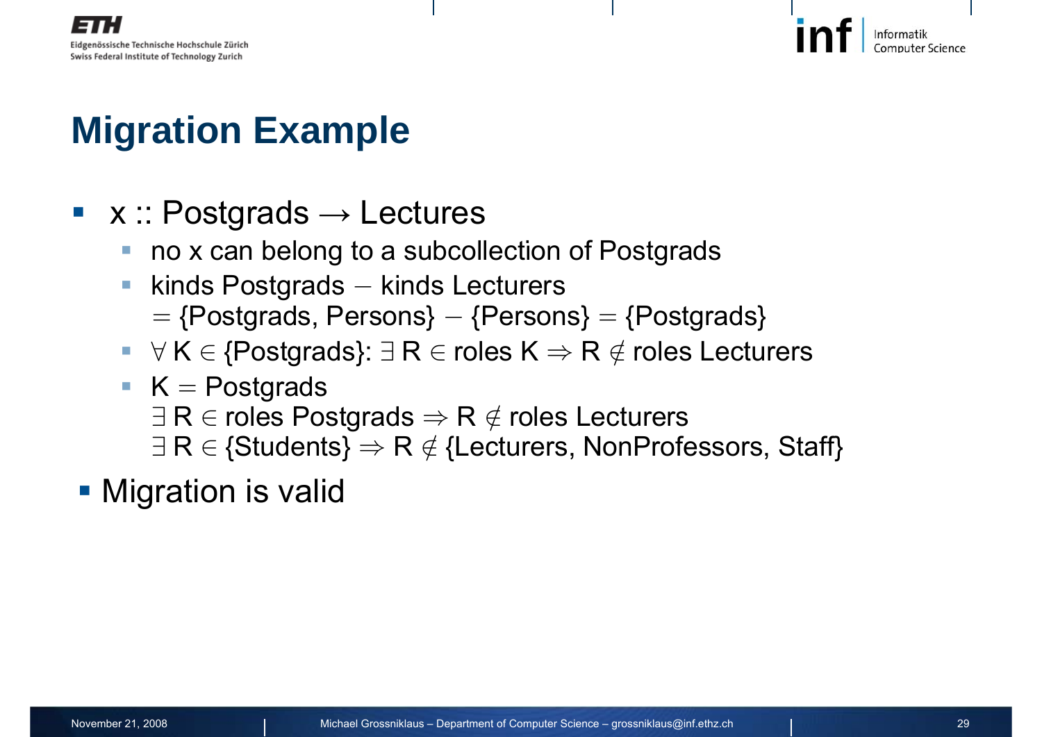# Migration Example

- $x$ :: Postgrads → Lectures
  - no $x$ can belong to a subcollection of Postgrads
  - kinds Postgrads − kinds Lecturers
    = {Postgrads, Persons} − {Persons} = {Postgrads}
  - $\forall$ K $\in$ {Postgrads}: $\exists$ R $\in$ roles K $\Rightarrow$ R $\notin$ roles Lecturers
  - K = Postgrads
    $\exists$ R $\in$ roles Postgrads $\Rightarrow$ R $\notin$ roles Lecturers
    $\exists$ R $\in$ {Students} $\Rightarrow$ R $\notin$ {Lecturers, NonProfessors, Staff}
- Migration is valid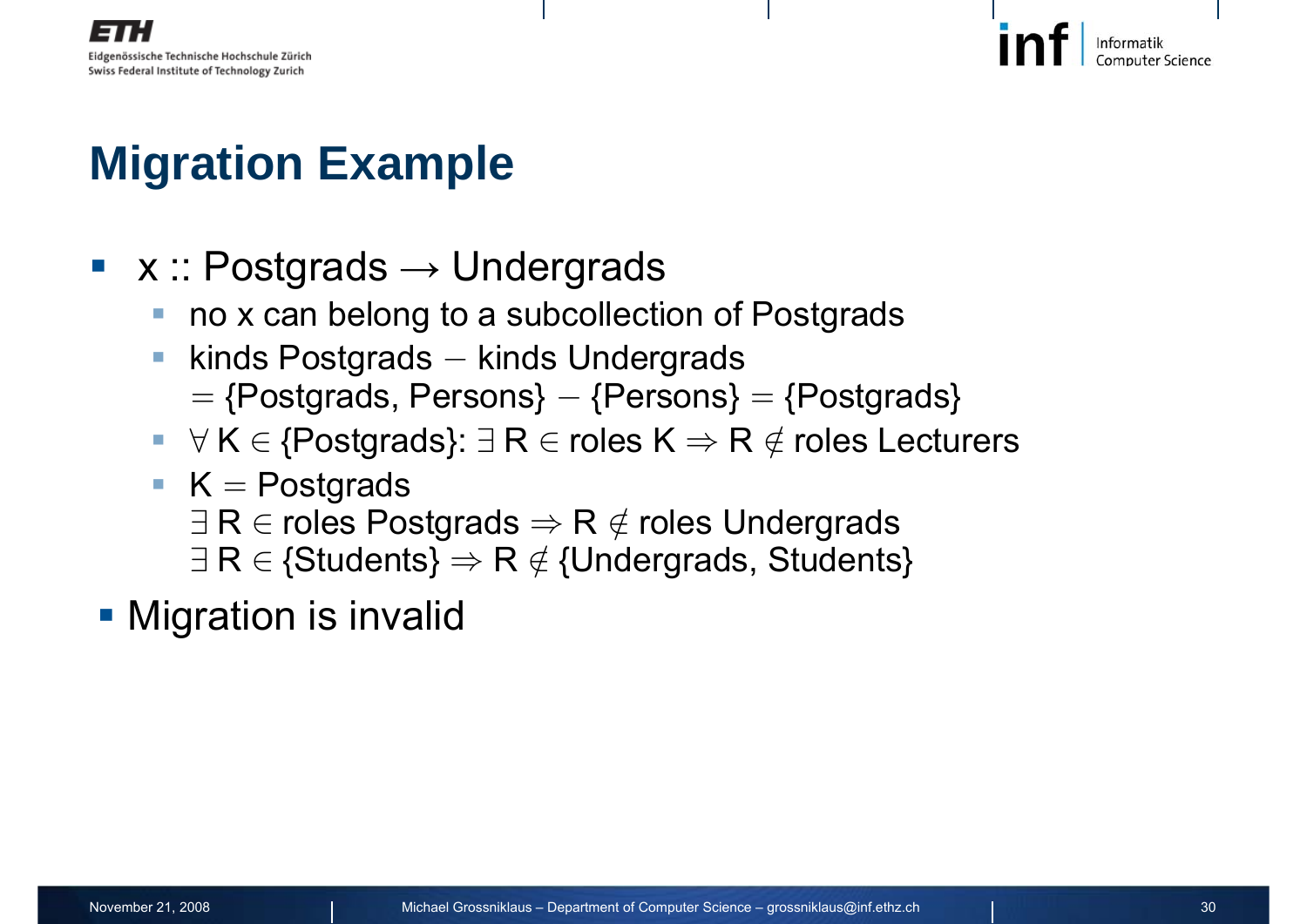# Migration Example

- x :: Postgrads $\rightarrow$ Undergrads
  - no x can belong to a subcollection of Postgrads
  - kinds Postgrads $-$ kinds Undergrads
    $=$ {Postgrads, Persons} $-$ {Persons} $=$ {Postgrads}
  - $\forall$ K $\in$ {Postgrads}: $\exists$ R $\in$ roles K $\Rightarrow$ R $\notin$ roles Lecturers
  - K $=$ Postgrads
    $\exists$ R $\in$ roles Postgrads $\Rightarrow$ R $\notin$ roles Undergrads
    $\exists$ R $\in$ {Students} $\Rightarrow$ R $\notin$ {Undergrads, Students}
- Migration is invalid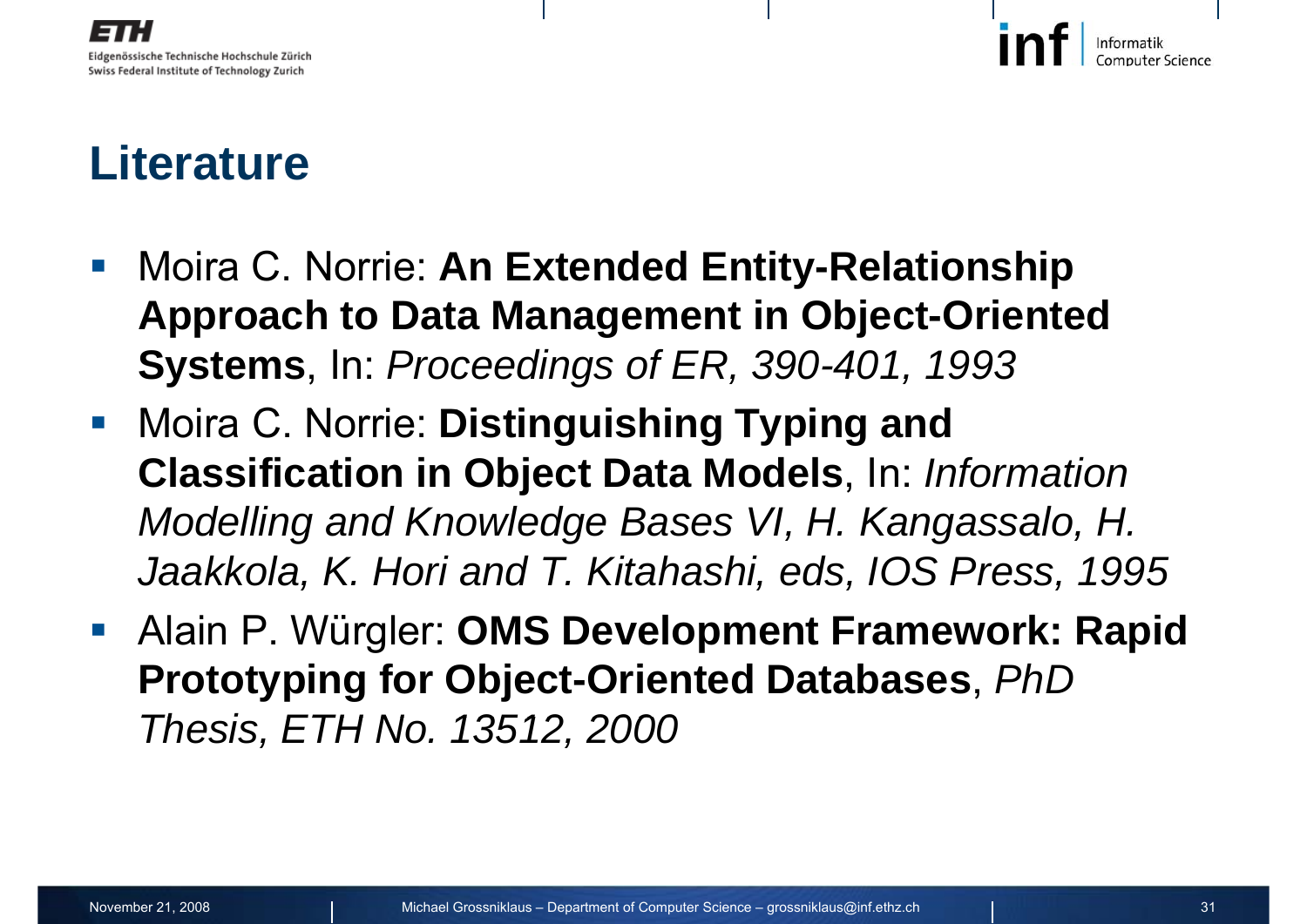# Literature

- Moira C. Norrie: **An Extended Entity-Relationship Approach to Data Management in Object-Oriented Systems**, In: *Proceedings of ER, 390-401, 1993*
- Moira C. Norrie: **Distinguishing Typing and Classification in Object Data Models**, In: *Information Modelling and Knowledge Bases VI, H. Kangassalo, H. Jaakkola, K. Hori and T. Kitahashi, eds, IOS Press, 1995*
- Alain P. Würgler: **OMS Development Framework: Rapid Prototyping for Object-Oriented Databases**, *PhD Thesis, ETH No. 13512, 2000*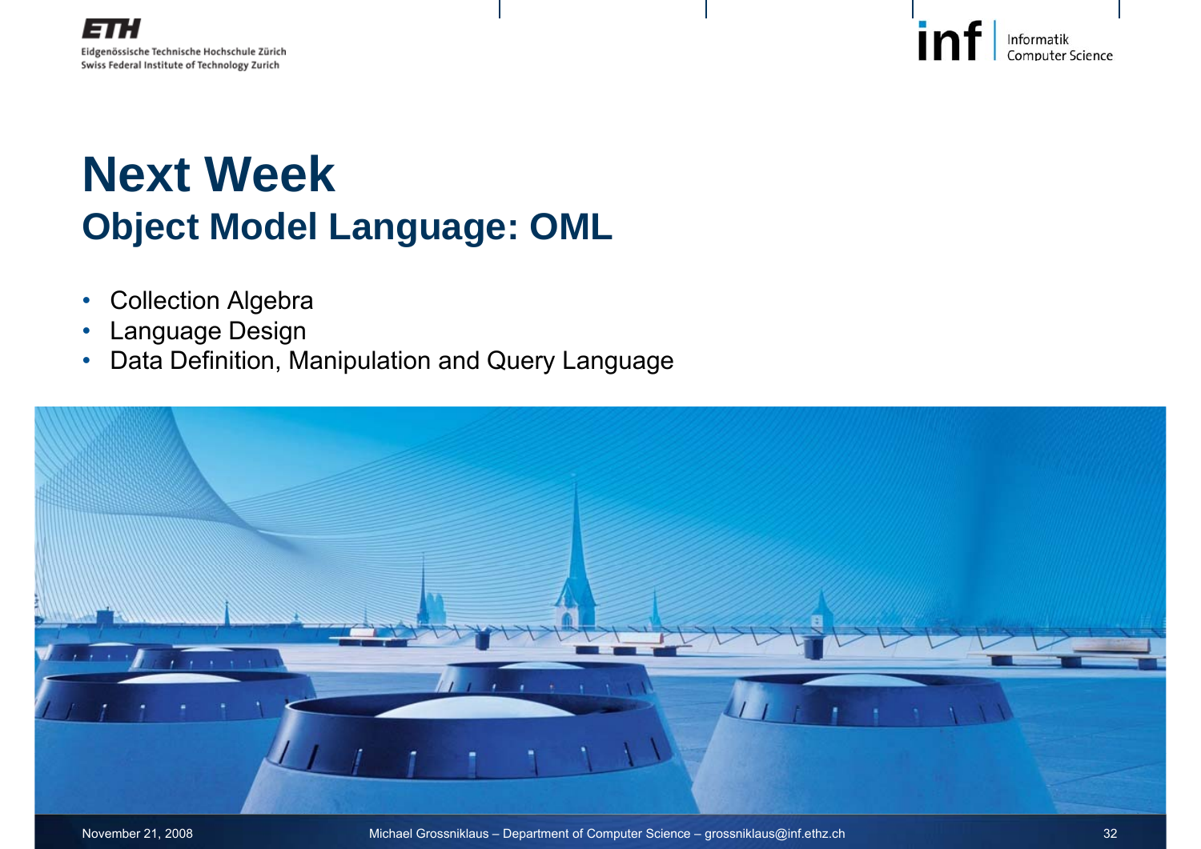# Next Week

## Object Model Language: OML

- Collection Algebra
- Language Design
- Data Definition, Manipulation and Query Language